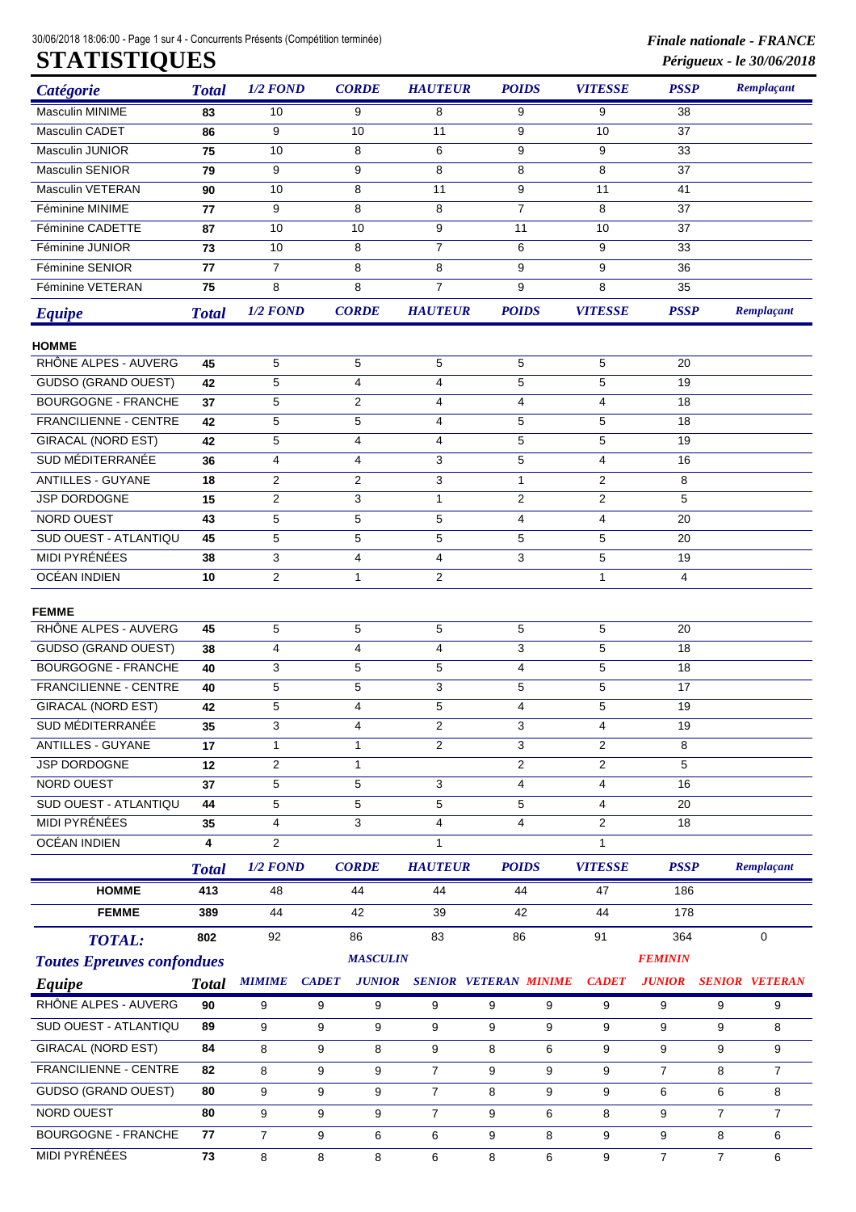# STATISTIQUES

*Finale nationale - FRANCE*

*Périgueux - le 30/06/2018*

| *Catégorie* | *Total* | *1/2 FOND* | *CORDE* | *HAUTEUR* | *POIDS* | *VITESSE* | *PSSP* | *Remplaçant* |
|---|---|---|---|---|---|---|---|---|
| Masculin MINIME | **83** | 10 | 9 | 8 | 9 | 9 | 38 | |
| Masculin CADET | **86** | 9 | 10 | 11 | 9 | 10 | 37 | |
| Masculin JUNIOR | **75** | 10 | 8 | 6 | 9 | 9 | 33 | |
| Masculin SENIOR | **79** | 9 | 9 | 8 | 8 | 8 | 37 | |
| Masculin VETERAN | **90** | 10 | 8 | 11 | 9 | 11 | 41 | |
| Féminine MINIME | **77** | 9 | 8 | 8 | 7 | 8 | 37 | |
| Féminine CADETTE | **87** | 10 | 10 | 9 | 11 | 10 | 37 | |
| Féminine JUNIOR | **73** | 10 | 8 | 7 | 6 | 9 | 33 | |
| Féminine SENIOR | **77** | 7 | 8 | 8 | 9 | 9 | 36 | |
| Féminine VETERAN | **75** | 8 | 8 | 7 | 9 | 8 | 35 | |

| *Equipe* | *Total* | *1/2 FOND* | *CORDE* | *HAUTEUR* | *POIDS* | *VITESSE* | *PSSP* | *Remplaçant* |
|---|---|---|---|---|---|---|---|---|
| **HOMME** | | | | | | | | |
| RHÔNE ALPES - AUVERG | **45** | 5 | 5 | 5 | 5 | 5 | 20 | |
| GUDSO (GRAND OUEST) | **42** | 5 | 4 | 4 | 5 | 5 | 19 | |
| BOURGOGNE - FRANCHE | **37** | 5 | 2 | 4 | 4 | 4 | 18 | |
| FRANCILIENNE - CENTRE | **42** | 5 | 5 | 4 | 5 | 5 | 18 | |
| GIRACAL (NORD EST) | **42** | 5 | 4 | 4 | 5 | 5 | 19 | |
| SUD MÉDITERRANÉE | **36** | 4 | 4 | 3 | 5 | 4 | 16 | |
| ANTILLES - GUYANE | **18** | 2 | 2 | 3 | 1 | 2 | 8 | |
| JSP DORDOGNE | **15** | 2 | 3 | 1 | 2 | 2 | 5 | |
| NORD OUEST | **43** | 5 | 5 | 5 | 4 | 4 | 20 | |
| SUD OUEST - ATLANTIQU | **45** | 5 | 5 | 5 | 5 | 5 | 20 | |
| MIDI PYRÉNÉES | **38** | 3 | 4 | 4 | 3 | 5 | 19 | |
| OCÉAN INDIEN | **10** | 2 | 1 | 2 | | 1 | 4 | |
| **FEMME** | | | | | | | | |
| RHÔNE ALPES - AUVERG | **45** | 5 | 5 | 5 | 5 | 5 | 20 | |
| GUDSO (GRAND OUEST) | **38** | 4 | 4 | 4 | 3 | 5 | 18 | |
| BOURGOGNE - FRANCHE | **40** | 3 | 5 | 5 | 4 | 5 | 18 | |
| FRANCILIENNE - CENTRE | **40** | 5 | 5 | 3 | 5 | 5 | 17 | |
| GIRACAL (NORD EST) | **42** | 5 | 4 | 5 | 4 | 5 | 19 | |
| SUD MÉDITERRANÉE | **35** | 3 | 4 | 2 | 3 | 4 | 19 | |
| ANTILLES - GUYANE | **17** | 1 | 1 | 2 | 3 | 2 | 8 | |
| JSP DORDOGNE | **12** | 2 | 1 | | 2 | 2 | 5 | |
| NORD OUEST | **37** | 5 | 5 | 3 | 4 | 4 | 16 | |
| SUD OUEST - ATLANTIQU | **44** | 5 | 5 | 5 | 5 | 4 | 20 | |
| MIDI PYRÉNÉES | **35** | 4 | 3 | 4 | 4 | 2 | 18 | |
| OCÉAN INDIEN | **4** | 2 | | 1 | | 1 | | |

| | *Total* | *1/2 FOND* | *CORDE* | *HAUTEUR* | *POIDS* | *VITESSE* | *PSSP* | *Remplaçant* |
|---|---|---|---|---|---|---|---|---|
| **HOMME** | **413** | 48 | 44 | 44 | 44 | 47 | 186 | |
| **FEMME** | **389** | 44 | 42 | 39 | 42 | 44 | 178 | |
| *TOTAL:* | **802** | 92 | 86 | 83 | 86 | 91 | 364 | 0 |

***Toutes Epreuves confondues***

| *Equipe* | *Total* | *MASCULIN* *MIMIME* | *CADET* | *JUNIOR* | *SENIOR* | *VETERAN* | *FEMININ* *MINIME* | *CADET* | *JUNIOR* | *SENIOR* | *VETERAN* |
|---|---|---|---|---|---|---|---|---|---|---|---|
| RHÔNE ALPES - AUVERG | **90** | 9 | 9 | 9 | 9 | 9 | 9 | 9 | 9 | 9 | 9 |
| SUD OUEST - ATLANTIQU | **89** | 9 | 9 | 9 | 9 | 9 | 9 | 9 | 9 | 9 | 8 |
| GIRACAL (NORD EST) | **84** | 8 | 9 | 8 | 9 | 8 | 6 | 9 | 9 | 9 | 9 |
| FRANCILIENNE - CENTRE | **82** | 8 | 9 | 9 | 7 | 9 | 9 | 9 | 7 | 8 | 7 |
| GUDSO (GRAND OUEST) | **80** | 9 | 9 | 9 | 7 | 8 | 9 | 9 | 6 | 6 | 8 |
| NORD OUEST | **80** | 9 | 9 | 9 | 7 | 9 | 6 | 8 | 9 | 7 | 7 |
| BOURGOGNE - FRANCHE | **77** | 7 | 9 | 6 | 6 | 9 | 8 | 9 | 9 | 8 | 6 |
| MIDI PYRÉNÉES | **73** | 8 | 8 | 8 | 6 | 8 | 6 | 9 | 7 | 7 | 6 |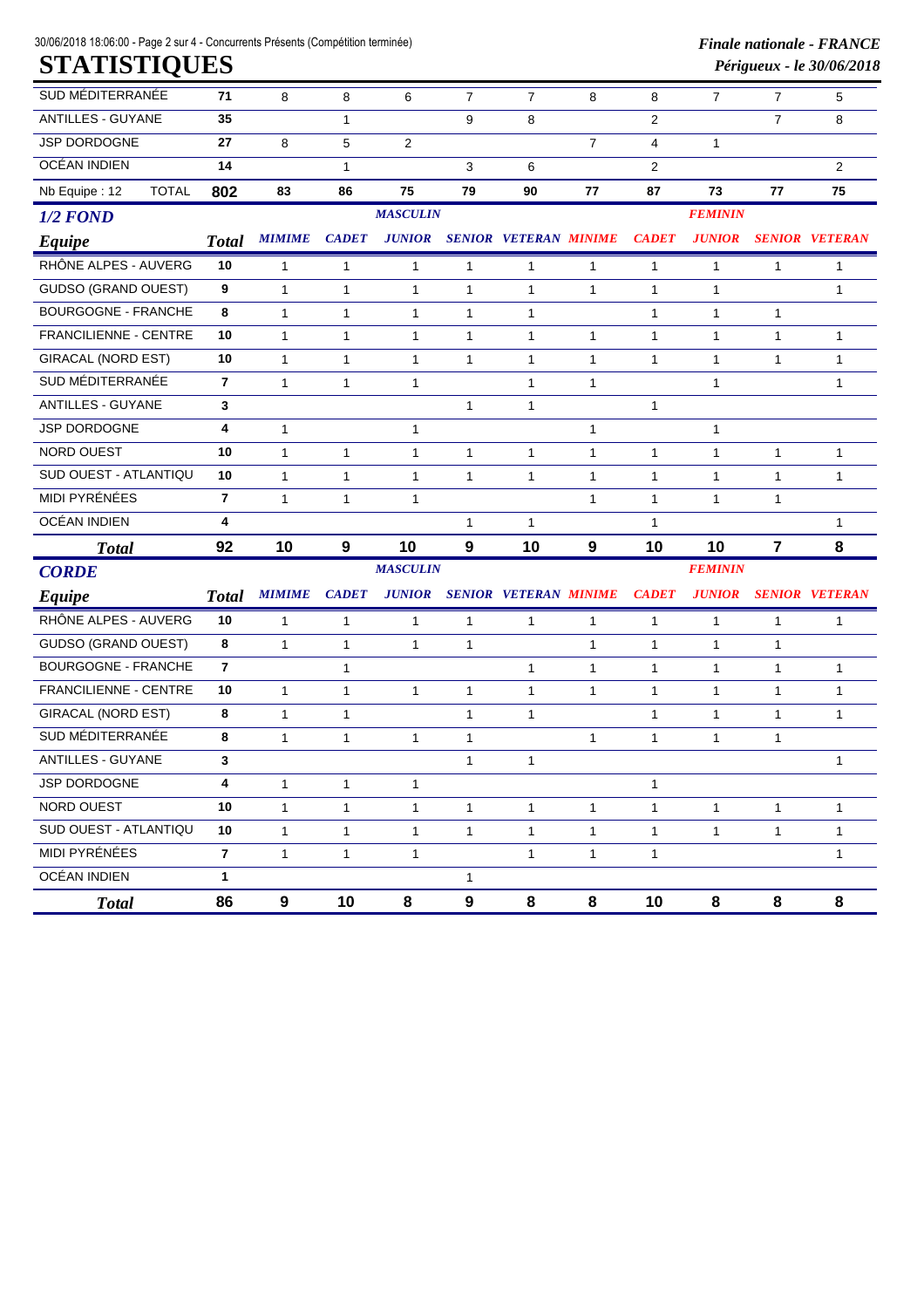# STATISTIQUES

| Equipe | Total | MIMIME | CADET | JUNIOR | SENIOR | VETERAN | MINIME | CADET | JUNIOR | SENIOR | VETERAN |
|---|---|---|---|---|---|---|---|---|---|---|---|
| SUD MÉDITERRANÉE | 71 | 8 | 8 | 6 | 7 | 7 | 8 | 8 | 7 | 7 | 5 |
| ANTILLES - GUYANE | 35 | | 1 | | 9 | 8 | | 2 | | 7 | 8 |
| JSP DORDOGNE | 27 | 8 | 5 | 2 | | | 7 | 4 | 1 | | |
| OCÉAN INDIEN | 14 | | 1 | | 3 | 6 | | 2 | | | 2 |
| Nb Equipe : 12 TOTAL | **802** | **83** | **86** | **75** | **79** | **90** | **77** | **87** | **73** | **77** | **75** |

## 1/2 FOND

| Equipe | Total | MASCULIN MIMIME | CADET | JUNIOR | SENIOR | VETERAN | FEMININ MINIME | CADET | JUNIOR | SENIOR | VETERAN |
|---|---|---|---|---|---|---|---|---|---|---|---|
| RHÔNE ALPES - AUVERG | 10 | 1 | 1 | 1 | 1 | 1 | 1 | 1 | 1 | 1 | 1 |
| GUDSO (GRAND OUEST) | 9 | 1 | 1 | 1 | 1 | 1 | 1 | 1 | 1 | | 1 |
| BOURGOGNE - FRANCHE | 8 | 1 | 1 | 1 | 1 | 1 | | 1 | 1 | 1 | |
| FRANCILIENNE - CENTRE | 10 | 1 | 1 | 1 | 1 | 1 | 1 | 1 | 1 | 1 | 1 |
| GIRACAL (NORD EST) | 10 | 1 | 1 | 1 | 1 | 1 | 1 | 1 | 1 | 1 | 1 |
| SUD MÉDITERRANÉE | 7 | 1 | 1 | 1 | | 1 | 1 | | 1 | | 1 |
| ANTILLES - GUYANE | 3 | | | | 1 | 1 | | 1 | | | |
| JSP DORDOGNE | 4 | 1 | | 1 | | | 1 | | 1 | | |
| NORD OUEST | 10 | 1 | 1 | 1 | 1 | 1 | 1 | 1 | 1 | 1 | 1 |
| SUD OUEST - ATLANTIQU | 10 | 1 | 1 | 1 | 1 | 1 | 1 | 1 | 1 | 1 | 1 |
| MIDI PYRÉNÉES | 7 | 1 | 1 | 1 | | | 1 | 1 | 1 | 1 | |
| OCÉAN INDIEN | 4 | | | | 1 | 1 | | 1 | | | 1 |
| **Total** | **92** | **10** | **9** | **10** | **9** | **10** | **9** | **10** | **10** | **7** | **8** |

## CORDE

| Equipe | Total | MASCULIN MIMIME | CADET | JUNIOR | SENIOR | VETERAN | FEMININ MINIME | CADET | JUNIOR | SENIOR | VETERAN |
|---|---|---|---|---|---|---|---|---|---|---|---|
| RHÔNE ALPES - AUVERG | 10 | 1 | 1 | 1 | 1 | 1 | 1 | 1 | 1 | 1 | 1 |
| GUDSO (GRAND OUEST) | 8 | 1 | 1 | 1 | 1 | | 1 | 1 | 1 | 1 | |
| BOURGOGNE - FRANCHE | 7 | | 1 | | | 1 | 1 | 1 | 1 | 1 | 1 |
| FRANCILIENNE - CENTRE | 10 | 1 | 1 | 1 | 1 | 1 | 1 | 1 | 1 | 1 | 1 |
| GIRACAL (NORD EST) | 8 | 1 | 1 | | 1 | 1 | | 1 | 1 | 1 | 1 |
| SUD MÉDITERRANÉE | 8 | 1 | 1 | 1 | 1 | | 1 | 1 | 1 | 1 | |
| ANTILLES - GUYANE | 3 | | | | 1 | 1 | | | | | 1 |
| JSP DORDOGNE | 4 | 1 | 1 | 1 | | | | 1 | | | |
| NORD OUEST | 10 | 1 | 1 | 1 | 1 | 1 | 1 | 1 | 1 | 1 | 1 |
| SUD OUEST - ATLANTIQU | 10 | 1 | 1 | 1 | 1 | 1 | 1 | 1 | 1 | 1 | 1 |
| MIDI PYRÉNÉES | 7 | 1 | 1 | 1 | | 1 | 1 | 1 | | | 1 |
| OCÉAN INDIEN | 1 | | | | 1 | | | | | | |
| **Total** | **86** | **9** | **10** | **8** | **9** | **8** | **8** | **10** | **8** | **8** | **8** |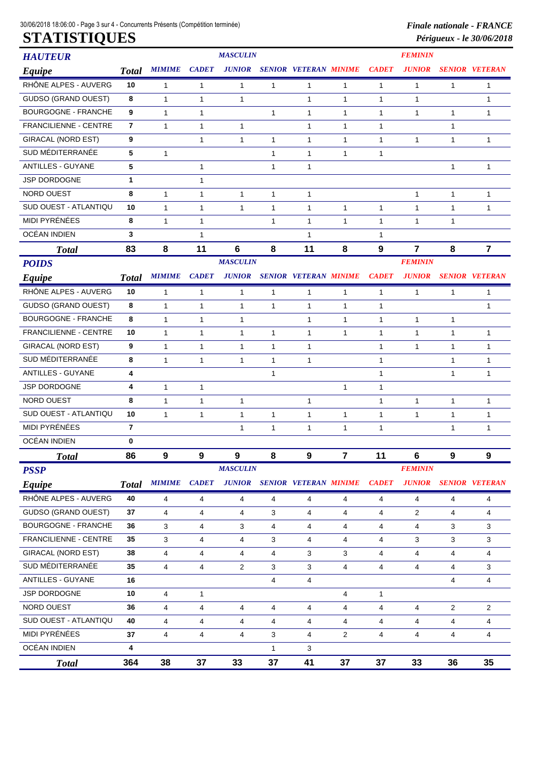# STATISTIQUES

*Finale nationale - FRANCE*

*Périgueux - le 30/06/2018*

## HAUTEUR

| Equipe | Total | MASCULIN | | | | | FEMININ | | | | |
|---|---|---|---|---|---|---|---|---|---|---|---|
| | | MIMIME | CADET | JUNIOR | SENIOR | VETERAN | MINIME | CADET | JUNIOR | SENIOR | VETERAN |
| RHÔNE ALPES - AUVERG | 10 | 1 | 1 | 1 | 1 | 1 | 1 | 1 | 1 | 1 | 1 |
| GUDSO (GRAND OUEST) | 8 | 1 | 1 | 1 | | 1 | 1 | 1 | 1 | | 1 |
| BOURGOGNE - FRANCHE | 9 | 1 | 1 | | 1 | 1 | 1 | 1 | 1 | 1 | 1 |
| FRANCILIENNE - CENTRE | 7 | 1 | 1 | 1 | | 1 | 1 | 1 | | 1 | |
| GIRACAL (NORD EST) | 9 | | 1 | 1 | 1 | 1 | 1 | 1 | 1 | 1 | 1 |
| SUD MÉDITERRANÉE | 5 | 1 | | | 1 | 1 | 1 | 1 | | | |
| ANTILLES - GUYANE | 5 | | 1 | | 1 | 1 | | | | 1 | 1 |
| JSP DORDOGNE | 1 | | 1 | | | | | | | | |
| NORD OUEST | 8 | 1 | 1 | 1 | 1 | 1 | | | 1 | 1 | 1 |
| SUD OUEST - ATLANTIQU | 10 | 1 | 1 | 1 | 1 | 1 | 1 | 1 | 1 | 1 | 1 |
| MIDI PYRÉNÉES | 8 | 1 | 1 | | 1 | 1 | 1 | 1 | 1 | 1 | |
| OCÉAN INDIEN | 3 | | 1 | | | 1 | | 1 | | | |
| **Total** | **83** | **8** | **11** | **6** | **8** | **11** | **8** | **9** | **7** | **8** | **7** |

## POIDS

| Equipe | Total | MASCULIN | | | | | FEMININ | | | | |
|---|---|---|---|---|---|---|---|---|---|---|---|
| | | MIMIME | CADET | JUNIOR | SENIOR | VETERAN | MINIME | CADET | JUNIOR | SENIOR | VETERAN |
| RHÔNE ALPES - AUVERG | 10 | 1 | 1 | 1 | 1 | 1 | 1 | 1 | 1 | 1 | 1 |
| GUDSO (GRAND OUEST) | 8 | 1 | 1 | 1 | 1 | 1 | 1 | 1 | | | 1 |
| BOURGOGNE - FRANCHE | 8 | 1 | 1 | 1 | | 1 | 1 | 1 | 1 | 1 | |
| FRANCILIENNE - CENTRE | 10 | 1 | 1 | 1 | 1 | 1 | 1 | 1 | 1 | 1 | 1 |
| GIRACAL (NORD EST) | 9 | 1 | 1 | 1 | 1 | 1 | | 1 | 1 | 1 | 1 |
| SUD MÉDITERRANÉE | 8 | 1 | 1 | 1 | 1 | 1 | | 1 | | 1 | 1 |
| ANTILLES - GUYANE | 4 | | | | 1 | | | 1 | | 1 | 1 |
| JSP DORDOGNE | 4 | 1 | 1 | | | | 1 | 1 | | | |
| NORD OUEST | 8 | 1 | 1 | 1 | | 1 | | 1 | 1 | 1 | 1 |
| SUD OUEST - ATLANTIQU | 10 | 1 | 1 | 1 | 1 | 1 | 1 | 1 | 1 | 1 | 1 |
| MIDI PYRÉNÉES | 7 | | | 1 | 1 | 1 | 1 | 1 | | 1 | 1 |
| OCÉAN INDIEN | 0 | | | | | | | | | | |
| **Total** | **86** | **9** | **9** | **9** | **8** | **9** | **7** | **11** | **6** | **9** | **9** |

## PSSP

| Equipe | Total | MASCULIN | | | | | FEMININ | | | | |
|---|---|---|---|---|---|---|---|---|---|---|---|
| | | MIMIME | CADET | JUNIOR | SENIOR | VETERAN | MINIME | CADET | JUNIOR | SENIOR | VETERAN |
| RHÔNE ALPES - AUVERG | 40 | 4 | 4 | 4 | 4 | 4 | 4 | 4 | 4 | 4 | 4 |
| GUDSO (GRAND OUEST) | 37 | 4 | 4 | 4 | 3 | 4 | 4 | 4 | 2 | 4 | 4 |
| BOURGOGNE - FRANCHE | 36 | 3 | 4 | 3 | 4 | 4 | 4 | 4 | 4 | 3 | 3 |
| FRANCILIENNE - CENTRE | 35 | 3 | 4 | 4 | 3 | 4 | 4 | 4 | 3 | 3 | 3 |
| GIRACAL (NORD EST) | 38 | 4 | 4 | 4 | 4 | 3 | 3 | 4 | 4 | 4 | 4 |
| SUD MÉDITERRANÉE | 35 | 4 | 4 | 2 | 3 | 3 | 4 | 4 | 4 | 4 | 3 |
| ANTILLES - GUYANE | 16 | | | | 4 | 4 | | | | 4 | 4 |
| JSP DORDOGNE | 10 | 4 | 1 | | | | 4 | 1 | | | |
| NORD OUEST | 36 | 4 | 4 | 4 | 4 | 4 | 4 | 4 | 4 | 2 | 2 |
| SUD OUEST - ATLANTIQU | 40 | 4 | 4 | 4 | 4 | 4 | 4 | 4 | 4 | 4 | 4 |
| MIDI PYRÉNÉES | 37 | 4 | 4 | 4 | 3 | 4 | 2 | 4 | 4 | 4 | 4 |
| OCÉAN INDIEN | 4 | | | | 1 | 3 | | | | | |
| **Total** | **364** | **38** | **37** | **33** | **37** | **41** | **37** | **37** | **33** | **36** | **35** |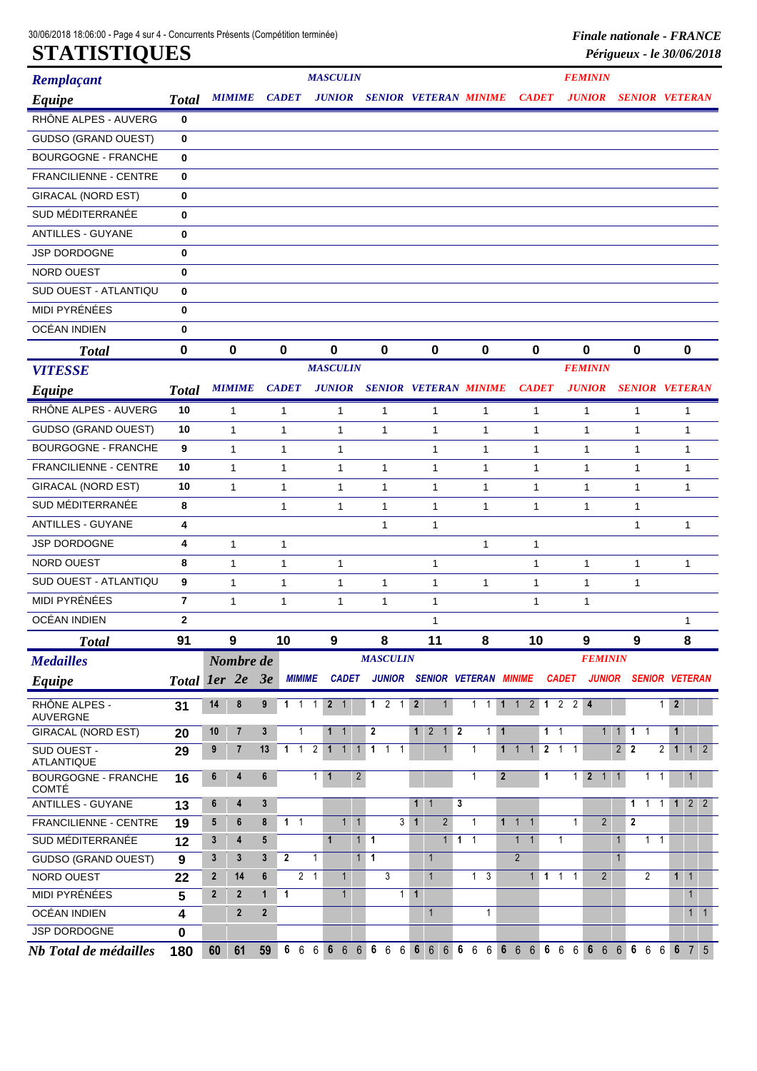# STATISTIQUES

*Finale nationale - FRANCE*

*Périgueux - le 30/06/2018*

| Remplaçant | | MASCULIN | | | | | FEMININ | | | | |
|---|---|---|---|---|---|---|---|---|---|---|---|
| Equipe | Total | MIMIME | CADET | JUNIOR | SENIOR | VETERAN | MINIME | CADET | JUNIOR | SENIOR | VETERAN |
| RHÔNE ALPES - AUVERG | 0 | | | | | | | | | | |
| GUDSO (GRAND OUEST) | 0 | | | | | | | | | | |
| BOURGOGNE - FRANCHE | 0 | | | | | | | | | | |
| FRANCILIENNE - CENTRE | 0 | | | | | | | | | | |
| GIRACAL (NORD EST) | 0 | | | | | | | | | | |
| SUD MÉDITERRANÉE | 0 | | | | | | | | | | |
| ANTILLES - GUYANE | 0 | | | | | | | | | | |
| JSP DORDOGNE | 0 | | | | | | | | | | |
| NORD OUEST | 0 | | | | | | | | | | |
| SUD OUEST - ATLANTIQU | 0 | | | | | | | | | | |
| MIDI PYRÉNÉES | 0 | | | | | | | | | | |
| OCÉAN INDIEN | 0 | | | | | | | | | | |
| **Total** | **0** | **0** | **0** | **0** | **0** | **0** | **0** | **0** | **0** | **0** | **0** |

| VITESSE | | MASCULIN | | | | | FEMININ | | | | |
|---|---|---|---|---|---|---|---|---|---|---|---|
| Equipe | Total | MIMIME | CADET | JUNIOR | SENIOR | VETERAN | MINIME | CADET | JUNIOR | SENIOR | VETERAN |
| RHÔNE ALPES - AUVERG | 10 | 1 | 1 | 1 | 1 | 1 | 1 | 1 | 1 | 1 | 1 |
| GUDSO (GRAND OUEST) | 10 | 1 | 1 | 1 | 1 | 1 | 1 | 1 | 1 | 1 | 1 |
| BOURGOGNE - FRANCHE | 9 | 1 | 1 | 1 | | 1 | 1 | 1 | 1 | 1 | 1 |
| FRANCILIENNE - CENTRE | 10 | 1 | 1 | 1 | 1 | 1 | 1 | 1 | 1 | 1 | 1 |
| GIRACAL (NORD EST) | 10 | 1 | 1 | 1 | 1 | 1 | 1 | 1 | 1 | 1 | 1 |
| SUD MÉDITERRANÉE | 8 | | 1 | 1 | 1 | 1 | 1 | 1 | 1 | 1 | |
| ANTILLES - GUYANE | 4 | | | | 1 | 1 | | | | 1 | 1 |
| JSP DORDOGNE | 4 | 1 | 1 | | | | 1 | 1 | | | |
| NORD OUEST | 8 | 1 | 1 | 1 | | 1 | | 1 | 1 | 1 | 1 |
| SUD OUEST - ATLANTIQU | 9 | 1 | 1 | 1 | 1 | 1 | 1 | 1 | 1 | 1 | |
| MIDI PYRÉNÉES | 7 | 1 | 1 | 1 | 1 | 1 | | 1 | 1 | | |
| OCÉAN INDIEN | 2 | | | | | 1 | | | | | 1 |
| **Total** | **91** | **9** | **10** | **9** | **8** | **11** | **8** | **10** | **9** | **9** | **8** |

| Medailles | | Nombre de | | | MASCULIN | | | | | | | | | | | | | | | FEMININ | | | | | | | | | | | | | | |
|---|---|---|---|---|---|---|---|---|---|---|---|---|---|---|---|---|---|---|---|---|---|---|---|---|---|---|---|---|---|---|---|---|---|---|
| Equipe | Total | 1er | 2e | 3e | MIMIME | | | CADET | | | JUNIOR | | | SENIOR | | | VETERAN | | | MINIME | | | CADET | | | JUNIOR | | | SENIOR | | | VETERAN | | |
| RHÔNE ALPES - AUVERGNE | 31 | 14 | 8 | 9 | 1 | 1 | 1 | 2 | 1 | | 1 | 2 | 1 | 2 | | 1 | | 1 | 1 | 1 | 1 | 2 | 1 | 2 | 2 | 4 | | | | | 1 | 2 | | |
| GIRACAL (NORD EST) | 20 | 10 | 7 | 3 | | 1 | | 1 | 1 | | 2 | | | 1 | 2 | 1 | 2 | | 1 | 1 | | | 1 | 1 | | | 1 | 1 | 1 | 1 | | 1 | | |
| SUD OUEST - ATLANTIQUE | 29 | 9 | 7 | 13 | 1 | 1 | 2 | 1 | 1 | 1 | 1 | 1 | 1 | | | 1 | | 1 | | 1 | 1 | 1 | 2 | 1 | 1 | | | 2 | 2 | | 2 | 1 | 1 | 2 |
| BOURGOGNE - FRANCHE COMTÉ | 16 | 6 | 4 | 6 | | | 1 | 1 | | 2 | | | | | | | | 1 | | 2 | | | 1 | | 1 | 2 | 1 | 1 | | 1 | 1 | | 1 | |
| ANTILLES - GUYANE | 13 | 6 | 4 | 3 | | | | | | | | | | 1 | 1 | | 3 | | | | | | | | | | | | 1 | 1 | 1 | 1 | 2 | 2 |
| FRANCILIENNE - CENTRE | 19 | 5 | 6 | 8 | 1 | 1 | | | 1 | 1 | | | 3 | 1 | | 2 | | 1 | | 1 | 1 | 1 | | | 1 | | 2 | | | | | | | |
| SUD MÉDITERRANÉE | 12 | 3 | 4 | 5 | | | | 1 | | 1 | 1 | | | | | 1 | 1 | 1 | | | 1 | 1 | | 1 | | | | 1 | | 1 | 1 | | | |
| GUDSO (GRAND OUEST) | 9 | 3 | 3 | 3 | 2 | | 1 | | | 1 | 1 | | | | 1 | | | | | | 2 | | | | | | | 1 | | | | | | |
| NORD OUEST | 22 | 2 | 14 | 6 | | 2 | 1 | | 1 | | | 3 | | | 1 | | | 1 | 3 | | | 1 | 1 | 1 | 1 | | 2 | | | 2 | | 1 | 1 | |
| MIDI PYRÉNÉES | 5 | 2 | 2 | 1 | 1 | | | | 1 | | | | 1 | 1 | | | | | | | | | | | | | | | | | | | 1 | |
| OCÉAN INDIEN | 4 | | 2 | 2 | | | | | | | | | | | 1 | | | | 1 | | | | | | | | | | | | | | 1 | 1 |
| JSP DORDOGNE | 0 | | | | | | | | | | | | | | | | | | | | | | | | | | | | | | | | | |
| **Nb Total de médailles** | **180** | **60** | **61** | **59** | 6 | 6 | 6 | 6 | 6 | 6 | 6 | 6 | 6 | 6 | 6 | 6 | 6 | 6 | 6 | 6 | 6 | 6 | 6 | 6 | 6 | 6 | 6 | 6 | 6 | 6 | 6 | 6 | 7 | 5 |